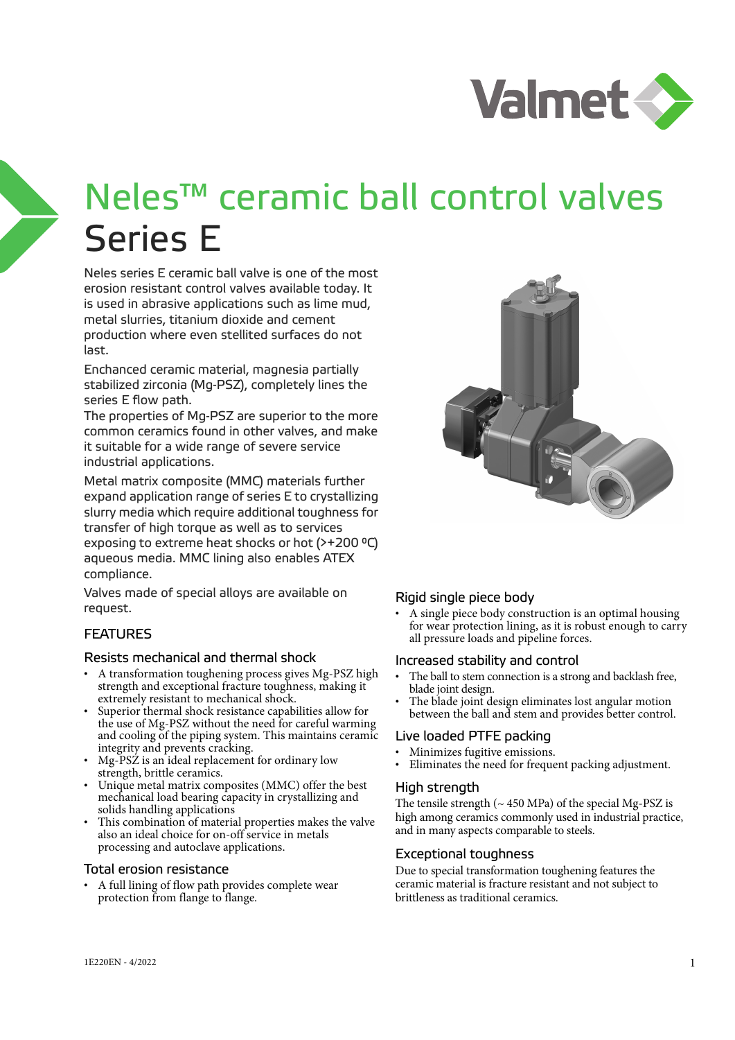# Neles™ ceramic ball control valves Series E

Neles series E ceramic ball valve is one of the most erosion resistant control valves available today. It is used in abrasive applications such as lime mud, metal slurries, titanium dioxide and cement production where even stellited surfaces do not last.

Enchanced ceramic material, magnesia partially stabilized zirconia (Mg-PSZ), completely lines the series E flow path.

The properties of Mg-PSZ are superior to the more common ceramics found in other valves, and make it suitable for a wide range of severe service industrial applications.

Metal matrix composite (MMC) materials further expand application range of series E to crystallizing slurry media which require additional toughness for transfer of high torque as well as to services exposing to extreme heat shocks or hot (>+200 ºC) aqueous media. MMC lining also enables ATEX compliance.

Valves made of special alloys are available on request.

## FEATURES

### Resists mechanical and thermal shock

- A transformation toughening process gives Mg-PSZ high strength and exceptional fracture toughness, making it extremely resistant to mechanical shock.
- Superior thermal shock resistance capabilities allow for the use of Mg-PSZ without the need for careful warming and cooling of the piping system. This maintains ceramic integrity and prevents cracking.
- Mg-PSZ is an ideal replacement for ordinary low strength, brittle ceramics.
- Unique metal matrix composites (MMC) offer the best mechanical load bearing capacity in crystallizing and solids handling applications
- This combination of material properties makes the valve also an ideal choice for on-off service in metals processing and autoclave applications.

### Total erosion resistance

- A full lining of flow path provides complete wear protection from flange to flange.

### Rigid single piece body

- A single piece body construction is an optimal housing for wear protection lining, as it is robust enough to carry all pressure loads and pipeline forces.

### Increased stability and control

- The ball to stem connection is a strong and backlash free, blade joint design.
- The blade joint design eliminates lost angular motion between the ball and stem and provides better control.

### Live loaded PTFE packing

- Minimizes fugitive emissions.
- Eliminates the need for frequent packing adjustment.

### High strength

The tensile strength (~ 450 MPa) of the special Mg-PSZ is high among ceramics commonly used in industrial practice, and in many aspects comparable to steels.

### Exceptional toughness

Due to special transformation toughening features the ceramic material is fracture resistant and not subject to brittleness as traditional ceramics.

1E220EN - 4/2022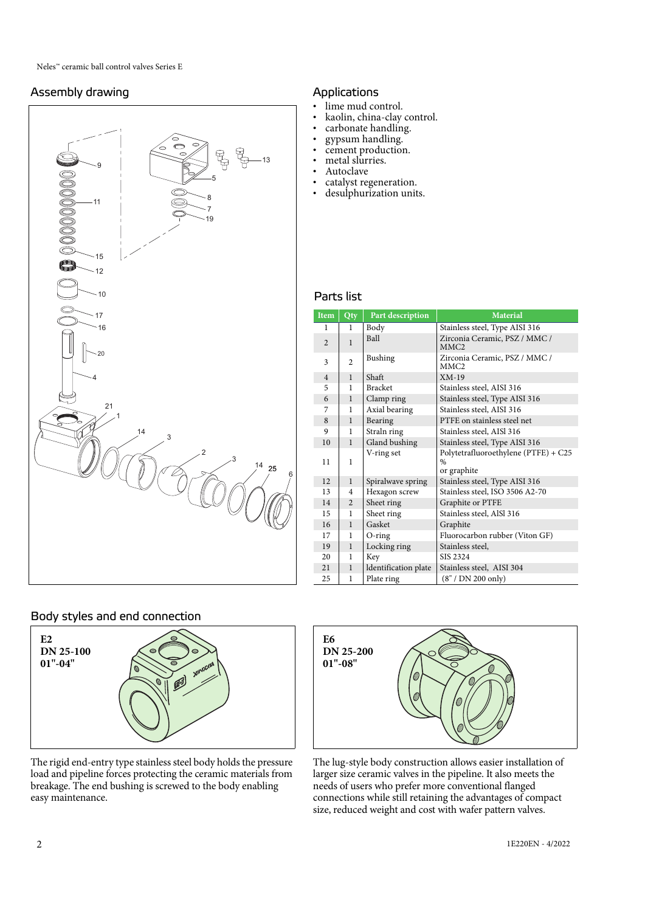## Assembly drawing

## Applications

- lime mud control.
- kaolin, china-clay control.
- carbonate handling.
- gypsum handling.
- cement production.
- metal slurries.
- Autoclave
- catalyst regeneration.
- desulphurization units.

## Parts list

| Item | Qty | Part description | Material |
|---|---|---|---|
| 1 | 1 | Body | Stainless steel, Type AISI 316 |
| 2 | 1 | Ball | Zirconia Ceramic, PSZ / MMC / MMC2 |
| 3 | 2 | Bushing | Zirconia Ceramic, PSZ / MMC / MMC2 |
| 4 | 1 | Shaft | XM-19 |
| 5 | 1 | Bracket | Stainless steel, AISI 316 |
| 6 | 1 | Clamp ring | Stainless steel, Type AISI 316 |
| 7 | 1 | Axial bearing | Stainless steel, AISI 316 |
| 8 | 1 | Bearing | PTFE on stainless steel net |
| 9 | 1 | Straln ring | Stainless steel, AISl 316 |
| 10 | 1 | Gland bushing | Stainless steel, Type AISI 316 |
| 11 | 1 | V-ring set | Polytetrafluoroethylene (PTFE) + C25 % or graphite |
| 12 | 1 | Spiralwave spring | Stainless steel, Type AISI 316 |
| 13 | 4 | Hexagon screw | Stainless steel, ISO 3506 A2-70 |
| 14 | 2 | Sheet ring | Graphite or PTFE |
| 15 | 1 | Sheet ring | Stainless steel, AISl 316 |
| 16 | 1 | Gasket | Graphite |
| 17 | 1 | O-ring | Fluorocarbon rubber (Viton GF) |
| 19 | 1 | Locking ring | Stainless steel, |
| 20 | 1 | Key | SIS 2324 |
| 21 | 1 | ldentification plate | Stainless steel, AISI 304 |
| 25 | 1 | Plate ring | (8" / DN 200 only) |

## Body styles and end connection

**E2**
**DN 25-100**
**01"-04"**

The rigid end-entry type stainless steel body holds the pressure load and pipeline forces protecting the ceramic materials from breakage. The end bushing is screwed to the body enabling easy maintenance.

**E6**
**DN 25-200**
**01"-08"**

The lug-style body construction allows easier installation of larger size ceramic valves in the pipeline. It also meets the needs of users who prefer more conventional flanged connections while still retaining the advantages of compact size, reduced weight and cost with wafer pattern valves.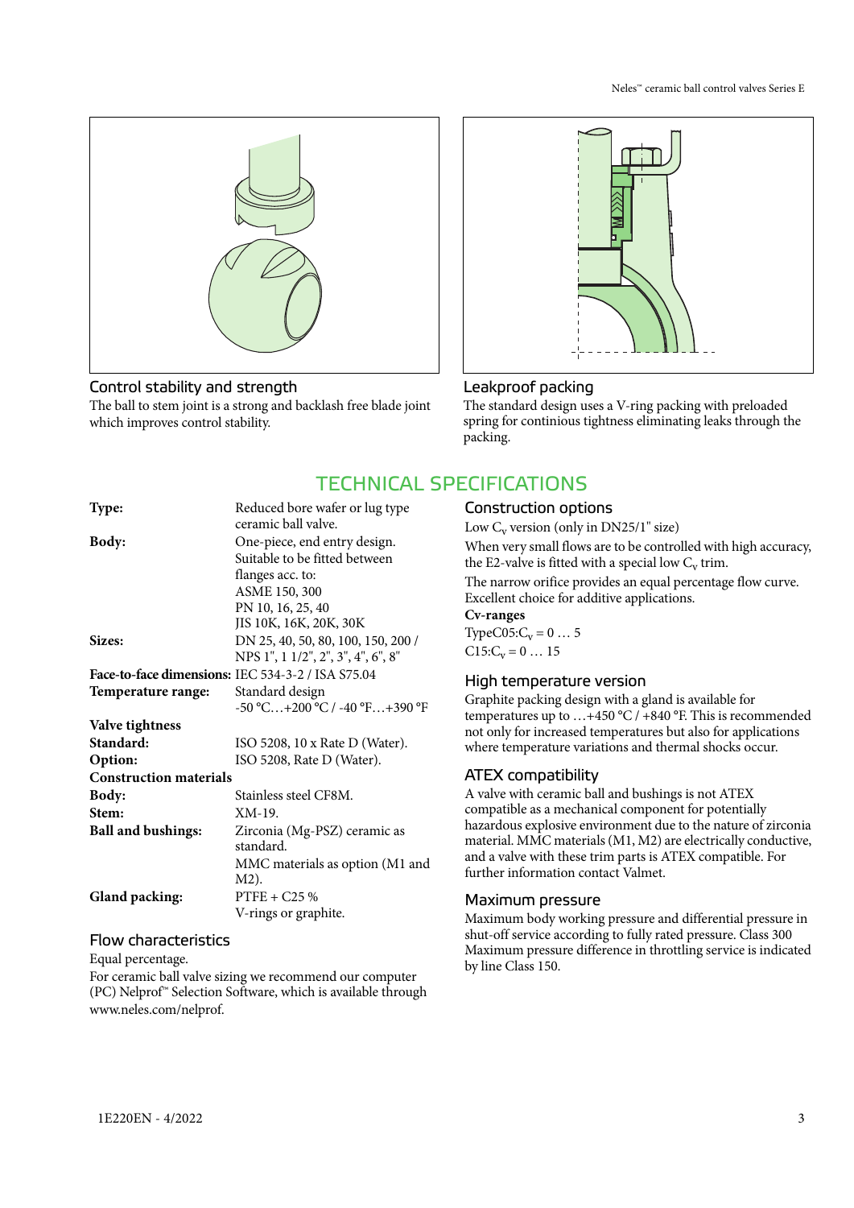### Control stability and strength

The ball to stem joint is a strong and backlash free blade joint which improves control stability.

### Leakproof packing

The standard design uses a V-ring packing with preloaded spring for continious tightness eliminating leaks through the packing.

## TECHNICAL SPECIFICATIONS

| | |
|---|---|
| **Type:** | Reduced bore wafer or lug type ceramic ball valve. |
| **Body:** | One-piece, end entry design. Suitable to be fitted between flanges acc. to: ASME 150, 300 PN 10, 16, 25, 40 JIS 10K, 16K, 20K, 30K |
| **Sizes:** | DN 25, 40, 50, 80, 100, 150, 200 / NPS 1", 1 1/2", 2", 3", 4", 6", 8" |
| **Face-to-face dimensions:** | IEC 534-3-2 / ISA S75.04 |
| **Temperature range:** | Standard design -50 °C…+200 °C / -40 °F…+390 °F |
| **Valve tightness** | |
| **Standard:** | ISO 5208, 10 x Rate D (Water). |
| **Option:** | ISO 5208, Rate D (Water). |
| **Construction materials** | |
| **Body:** | Stainless steel CF8M. |
| **Stem:** | XM-19. |
| **Ball and bushings:** | Zirconia (Mg-PSZ) ceramic as standard. MMC materials as option (M1 and M2). |
| **Gland packing:** | PTFE + C25 % V-rings or graphite. |

### Flow characteristics

Equal percentage.

For ceramic ball valve sizing we recommend our computer (PC) Nelprof™ Selection Software, which is available through www.neles.com/nelprof.

### Construction options

Low $C_v$ version (only in DN25/1" size)

When very small flows are to be controlled with high accuracy, the E2-valve is fitted with a special low $C_v$ trim.

The narrow orifice provides an equal percentage flow curve. Excellent choice for additive applications.

**Cv-ranges**

TypeC05:$C_v = 0 \ldots 5$

C15:$C_v = 0 \ldots 15$

### High temperature version

Graphite packing design with a gland is available for temperatures up to …+450 °C / +840 °F. This is recommended not only for increased temperatures but also for applications where temperature variations and thermal shocks occur.

### ATEX compatibility

A valve with ceramic ball and bushings is not ATEX compatible as a mechanical component for potentially hazardous explosive environment due to the nature of zirconia material. MMC materials (M1, M2) are electrically conductive, and a valve with these trim parts is ATEX compatible. For further information contact Valmet.

### Maximum pressure

Maximum body working pressure and differential pressure in shut-off service according to fully rated pressure. Class 300 Maximum pressure difference in throttling service is indicated by line Class 150.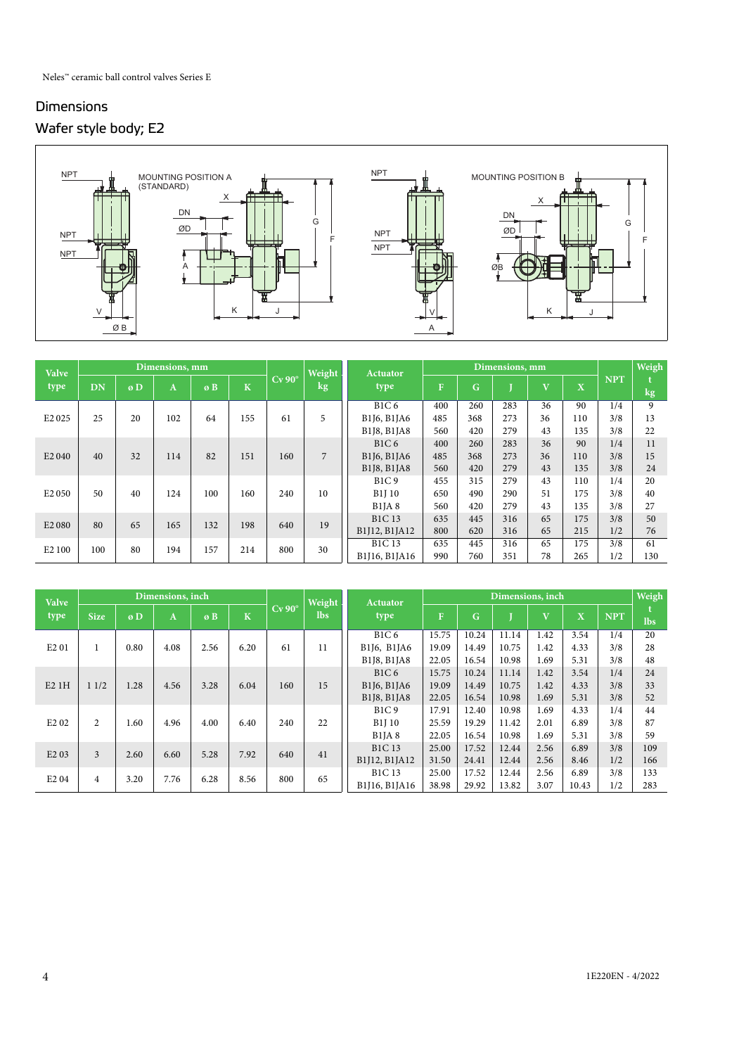## Dimensions

## Wafer style body; E2

MOUNTING POSITION A (STANDARD)

MOUNTING POSITION B

| Valve type | Dimensions, mm | | | | | Cv 90° | Weight kg | Actuator type | Dimensions, mm | | | | | NPT | Weight kg |
|---|---|---|---|---|---|---|---|---|---|---|---|---|---|---|---|
| | DN | ø D | A | ø B | K | | | | F | G | J | V | X | | |
| E2 025 | 25 | 20 | 102 | 64 | 155 | 61 | 5 | B1C 6 | 400 | 260 | 283 | 36 | 90 | 1/4 | 9 |
| | | | | | | | | B1J6, B1JA6 | 485 | 368 | 273 | 36 | 110 | 3/8 | 13 |
| | | | | | | | | B1J8, B1JA8 | 560 | 420 | 279 | 43 | 135 | 3/8 | 22 |
| E2 040 | 40 | 32 | 114 | 82 | 151 | 160 | 7 | B1C 6 | 400 | 260 | 283 | 36 | 90 | 1/4 | 11 |
| | | | | | | | | B1J6, B1JA6 | 485 | 368 | 273 | 36 | 110 | 3/8 | 15 |
| | | | | | | | | B1J8, B1JA8 | 560 | 420 | 279 | 43 | 135 | 3/8 | 24 |
| E2 050 | 50 | 40 | 124 | 100 | 160 | 240 | 10 | B1C 9 | 455 | 315 | 279 | 43 | 110 | 1/4 | 20 |
| | | | | | | | | B1J 10 | 650 | 490 | 290 | 51 | 175 | 3/8 | 40 |
| | | | | | | | | B1JA 8 | 560 | 420 | 279 | 43 | 135 | 3/8 | 27 |
| E2 080 | 80 | 65 | 165 | 132 | 198 | 640 | 19 | B1C 13 | 635 | 445 | 316 | 65 | 175 | 3/8 | 50 |
| | | | | | | | | B1J12, B1JA12 | 800 | 620 | 316 | 65 | 215 | 1/2 | 76 |
| E2 100 | 100 | 80 | 194 | 157 | 214 | 800 | 30 | B1C 13 | 635 | 445 | 316 | 65 | 175 | 3/8 | 61 |
| | | | | | | | | B1J16, B1JA16 | 990 | 760 | 351 | 78 | 265 | 1/2 | 130 |

| Valve type | Dimensions, inch | | | | | Cv 90° | Weight lbs | Actuator type | Dimensions, inch | | | | | NPT | Weight lbs |
|---|---|---|---|---|---|---|---|---|---|---|---|---|---|---|---|
| | Size | ø D | A | ø B | K | | | | F | G | J | V | X | | |
| E2 01 | 1 | 0.80 | 4.08 | 2.56 | 6.20 | 61 | 11 | B1C 6 | 15.75 | 10.24 | 11.14 | 1.42 | 3.54 | 1/4 | 20 |
| | | | | | | | | B1J6, B1JA6 | 19.09 | 14.49 | 10.75 | 1.42 | 4.33 | 3/8 | 28 |
| | | | | | | | | B1J8, B1JA8 | 22.05 | 16.54 | 10.98 | 1.69 | 5.31 | 3/8 | 48 |
| E2 1H | 1 1/2 | 1.28 | 4.56 | 3.28 | 6.04 | 160 | 15 | B1C 6 | 15.75 | 10.24 | 11.14 | 1.42 | 3.54 | 1/4 | 24 |
| | | | | | | | | B1J6, B1JA6 | 19.09 | 14.49 | 10.75 | 1.42 | 4.33 | 3/8 | 33 |
| | | | | | | | | B1J8, B1JA8 | 22.05 | 16.54 | 10.98 | 1.69 | 5.31 | 3/8 | 52 |
| E2 02 | 2 | 1.60 | 4.96 | 4.00 | 6.40 | 240 | 22 | B1C 9 | 17.91 | 12.40 | 10.98 | 1.69 | 4.33 | 1/4 | 44 |
| | | | | | | | | B1J 10 | 25.59 | 19.29 | 11.42 | 2.01 | 6.89 | 3/8 | 87 |
| | | | | | | | | B1JA 8 | 22.05 | 16.54 | 10.98 | 1.69 | 5.31 | 3/8 | 59 |
| E2 03 | 3 | 2.60 | 6.60 | 5.28 | 7.92 | 640 | 41 | B1C 13 | 25.00 | 17.52 | 12.44 | 2.56 | 6.89 | 3/8 | 109 |
| | | | | | | | | B1J12, B1JA12 | 31.50 | 24.41 | 12.44 | 2.56 | 8.46 | 1/2 | 166 |
| E2 04 | 4 | 3.20 | 7.76 | 6.28 | 8.56 | 800 | 65 | B1C 13 | 25.00 | 17.52 | 12.44 | 2.56 | 6.89 | 3/8 | 133 |
| | | | | | | | | B1J16, B1JA16 | 38.98 | 29.92 | 13.82 | 3.07 | 10.43 | 1/2 | 283 |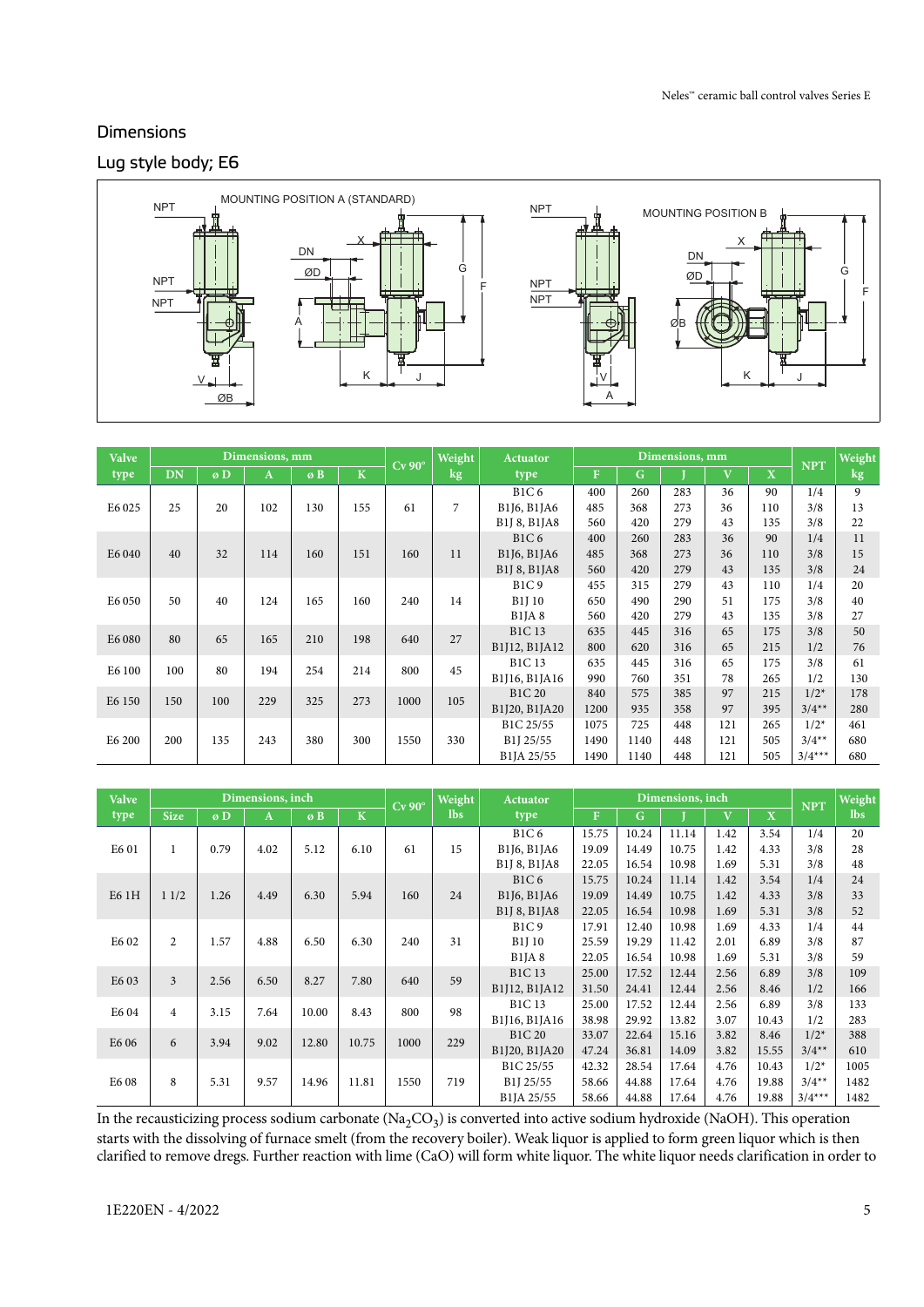## Dimensions

### Lug style body; E6

| Valve type | Dimensions, mm | | | | | Cv 90° | Weight kg | Actuator type | Dimensions, mm | | | | | NPT | Weight kg |
|---|---|---|---|---|---|---|---|---|---|---|---|---|---|---|---|
| | DN | ø D | A | ø B | K | | | | F | G | J | V | X | | |
| E6 025 | 25 | 20 | 102 | 130 | 155 | 61 | 7 | B1C 6 | 400 | 260 | 283 | 36 | 90 | 1/4 | 9 |
| | | | | | | | | B1J6, B1JA6 | 485 | 368 | 273 | 36 | 110 | 3/8 | 13 |
| | | | | | | | | B1J 8, B1JA8 | 560 | 420 | 279 | 43 | 135 | 3/8 | 22 |
| E6 040 | 40 | 32 | 114 | 160 | 151 | 160 | 11 | B1C 6 | 400 | 260 | 283 | 36 | 90 | 1/4 | 11 |
| | | | | | | | | B1J6, B1JA6 | 485 | 368 | 273 | 36 | 110 | 3/8 | 15 |
| | | | | | | | | B1J 8, B1JA8 | 560 | 420 | 279 | 43 | 135 | 3/8 | 24 |
| E6 050 | 50 | 40 | 124 | 165 | 160 | 240 | 14 | B1C 9 | 455 | 315 | 279 | 43 | 110 | 1/4 | 20 |
| | | | | | | | | B1J 10 | 650 | 490 | 290 | 51 | 175 | 3/8 | 40 |
| | | | | | | | | B1JA 8 | 560 | 420 | 279 | 43 | 135 | 3/8 | 27 |
| E6 080 | 80 | 65 | 165 | 210 | 198 | 640 | 27 | B1C 13 | 635 | 445 | 316 | 65 | 175 | 3/8 | 50 |
| | | | | | | | | B1J12, B1JA12 | 800 | 620 | 316 | 65 | 215 | 1/2 | 76 |
| E6 100 | 100 | 80 | 194 | 254 | 214 | 800 | 45 | B1C 13 | 635 | 445 | 316 | 65 | 175 | 3/8 | 61 |
| | | | | | | | | B1J16, B1JA16 | 990 | 760 | 351 | 78 | 265 | 1/2 | 130 |
| E6 150 | 150 | 100 | 229 | 325 | 273 | 1000 | 105 | B1C 20 | 840 | 575 | 385 | 97 | 215 | 1/2* | 178 |
| | | | | | | | | B1J20, B1JA20 | 1200 | 935 | 358 | 97 | 395 | 3/4** | 280 |
| E6 200 | 200 | 135 | 243 | 380 | 300 | 1550 | 330 | B1C 25/55 | 1075 | 725 | 448 | 121 | 265 | 1/2* | 461 |
| | | | | | | | | B1J 25/55 | 1490 | 1140 | 448 | 121 | 505 | 3/4** | 680 |
| | | | | | | | | B1JA 25/55 | 1490 | 1140 | 448 | 121 | 505 | 3/4*** | 680 |

| Valve type | Dimensions, inch | | | | | Cv 90° | Weight lbs | Actuator type | Dimensions, inch | | | | | NPT | Weight lbs |
|---|---|---|---|---|---|---|---|---|---|---|---|---|---|---|---|
| | Size | ø D | A | ø B | K | | | | F | G | J | V | X | | |
| E6 01 | 1 | 0.79 | 4.02 | 5.12 | 6.10 | 61 | 15 | B1C 6 | 15.75 | 10.24 | 11.14 | 1.42 | 3.54 | 1/4 | 20 |
| | | | | | | | | B1J6, B1JA6 | 19.09 | 14.49 | 10.75 | 1.42 | 4.33 | 3/8 | 28 |
| | | | | | | | | B1J 8, B1JA8 | 22.05 | 16.54 | 10.98 | 1.69 | 5.31 | 3/8 | 48 |
| E6 1H | 1 1/2 | 1.26 | 4.49 | 6.30 | 5.94 | 160 | 24 | B1C 6 | 15.75 | 10.24 | 11.14 | 1.42 | 3.54 | 1/4 | 24 |
| | | | | | | | | B1J6, B1JA6 | 19.09 | 14.49 | 10.75 | 1.42 | 4.33 | 3/8 | 33 |
| | | | | | | | | B1J 8, B1JA8 | 22.05 | 16.54 | 10.98 | 1.69 | 5.31 | 3/8 | 52 |
| E6 02 | 2 | 1.57 | 4.88 | 6.50 | 6.30 | 240 | 31 | B1C 9 | 17.91 | 12.40 | 10.98 | 1.69 | 4.33 | 1/4 | 44 |
| | | | | | | | | B1J 10 | 25.59 | 19.29 | 11.42 | 2.01 | 6.89 | 3/8 | 87 |
| | | | | | | | | B1JA 8 | 22.05 | 16.54 | 10.98 | 1.69 | 5.31 | 3/8 | 59 |
| E6 03 | 3 | 2.56 | 6.50 | 8.27 | 7.80 | 640 | 59 | B1C 13 | 25.00 | 17.52 | 12.44 | 2.56 | 6.89 | 3/8 | 109 |
| | | | | | | | | B1J12, B1JA12 | 31.50 | 24.41 | 12.44 | 2.56 | 8.46 | 1/2 | 166 |
| E6 04 | 4 | 3.15 | 7.64 | 10.00 | 8.43 | 800 | 98 | B1C 13 | 25.00 | 17.52 | 12.44 | 2.56 | 6.89 | 3/8 | 133 |
| | | | | | | | | B1J16, B1JA16 | 38.98 | 29.92 | 13.82 | 3.07 | 10.43 | 1/2 | 283 |
| E6 06 | 6 | 3.94 | 9.02 | 12.80 | 10.75 | 1000 | 229 | B1C 20 | 33.07 | 22.64 | 15.16 | 3.82 | 8.46 | 1/2* | 388 |
| | | | | | | | | B1J20, B1JA20 | 47.24 | 36.81 | 14.09 | 3.82 | 15.55 | 3/4** | 610 |
| E6 08 | 8 | 5.31 | 9.57 | 14.96 | 11.81 | 1550 | 719 | B1C 25/55 | 42.32 | 28.54 | 17.64 | 4.76 | 10.43 | 1/2* | 1005 |
| | | | | | | | | B1J 25/55 | 58.66 | 44.88 | 17.64 | 4.76 | 19.88 | 3/4** | 1482 |
| | | | | | | | | B1JA 25/55 | 58.66 | 44.88 | 17.64 | 4.76 | 19.88 | 3/4*** | 1482 |

In the recausticizing process sodium carbonate ($Na_2CO_3$) is converted into active sodium hydroxide (NaOH). This operation starts with the dissolving of furnace smelt (from the recovery boiler). Weak liquor is applied to form green liquor which is then clarified to remove dregs. Further reaction with lime (CaO) will form white liquor. The white liquor needs clarification in order to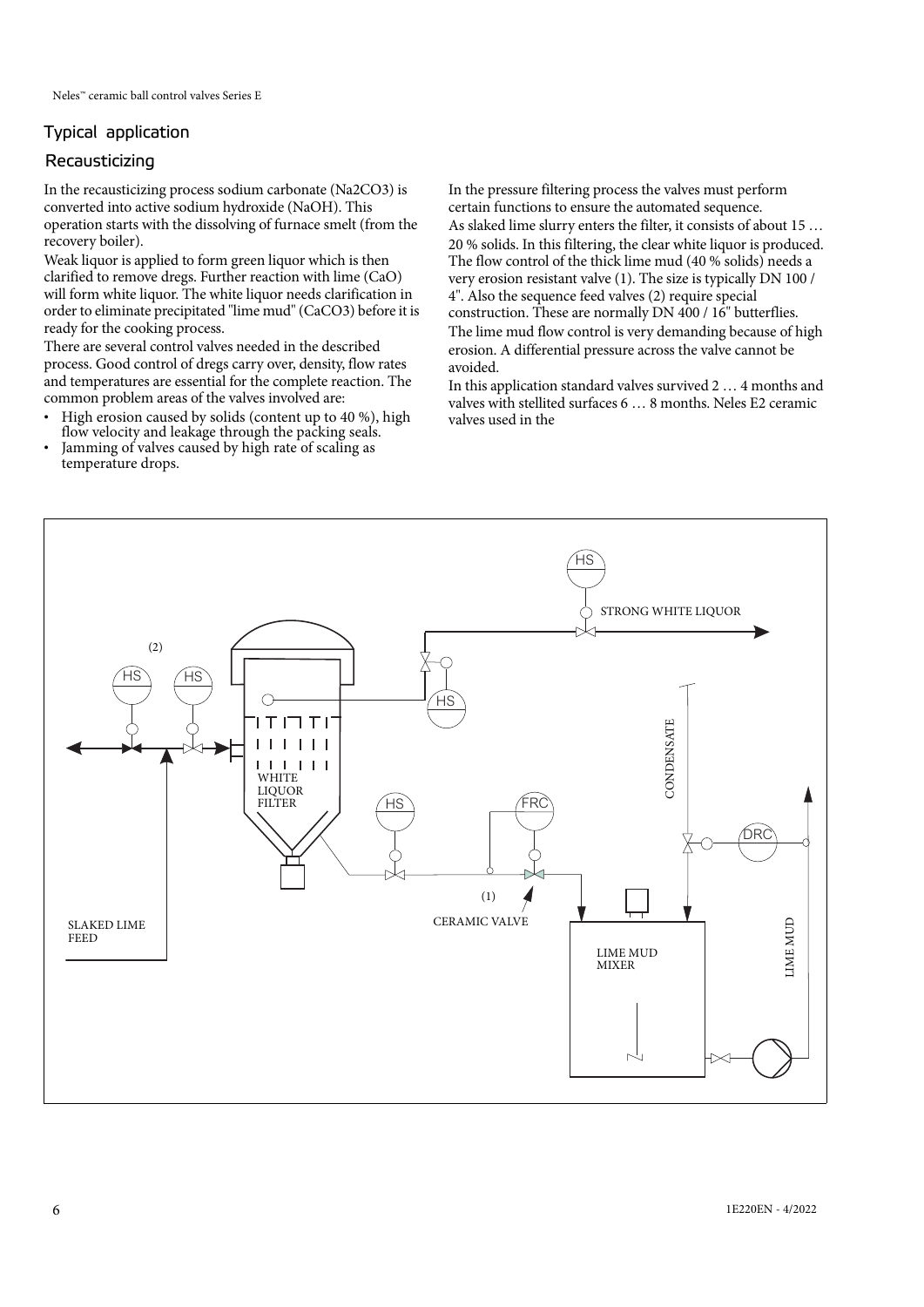## Typical application

### Recausticizing

In the recausticizing process sodium carbonate ($Na_2CO_3$) is converted into active sodium hydroxide (NaOH). This operation starts with the dissolving of furnace smelt (from the recovery boiler).

Weak liquor is applied to form green liquor which is then clarified to remove dregs. Further reaction with lime (CaO) will form white liquor. The white liquor needs clarification in order to eliminate precipitated "lime mud" ($CaCO_3$) before it is ready for the cooking process.

There are several control valves needed in the described process. Good control of dregs carry over, density, flow rates and temperatures are essential for the complete reaction. The common problem areas of the valves involved are:

- High erosion caused by solids (content up to 40 %), high flow velocity and leakage through the packing seals.
- Jamming of valves caused by high rate of scaling as temperature drops.

In the pressure filtering process the valves must perform certain functions to ensure the automated sequence.

As slaked lime slurry enters the filter, it consists of about 15 … 20 % solids. In this filtering, the clear white liquor is produced. The flow control of the thick lime mud (40 % solids) needs a very erosion resistant valve (1). The size is typically DN 100 / 4". Also the sequence feed valves (2) require special construction. These are normally DN 400 / 16" butterflies.

The lime mud flow control is very demanding because of high erosion. A differential pressure across the valve cannot be avoided.

In this application standard valves survived 2 … 4 months and valves with stellited surfaces 6 … 8 months. Neles E2 ceramic valves used in the

(2) HS HS HS STRONG WHITE LIQUOR HS WHITE LIQUOR FILTER HS FRC CONDENSATE DRC (1) CERAMIC VALVE SLAKED LIME FEED LIME MUD MIXER LIME MUD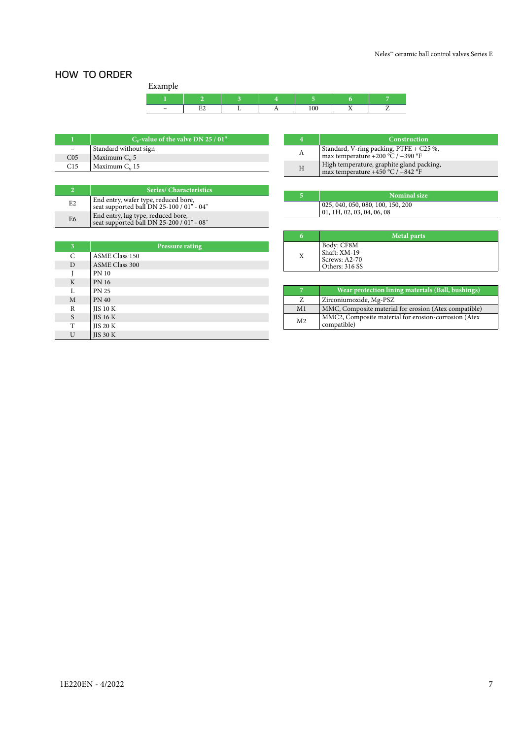## HOW TO ORDER

Example

| 1 | 2 | 3 | 4 | 5 | 6 | 7 |
|---|---|---|---|---|---|---|
| – | E2 | L | A | 100 | X | Z |

| 1 | $C_v$-value of the valve DN 25 / 01" |
|---|---|
| – | Standard without sign |
| C05 | Maximum $C_v$ 5 |
| C15 | Maximum $C_v$ 15 |

| 2 | Series/ Characteristics |
|---|---|
| E2 | End entry, wafer type, reduced bore, seat supported ball DN 25-100 / 01" - 04" |
| E6 | End entry, lug type, reduced bore, seat supported ball DN 25-200 / 01" - 08" |

| 3 | Pressure rating |
|---|---|
| C | ASME Class 150 |
| D | ASME Class 300 |
| J | PN 10 |
| K | PN 16 |
| L | PN 25 |
| M | PN 40 |
| R | JIS 10 K |
| S | JIS 16 K |
| T | JIS 20 K |
| U | JIS 30 K |

| 4 | Construction |
|---|---|
| A | Standard, V-ring packing, PTFE + C25 %, max temperature +200 °C / +390 °F |
| H | High temperature, graphite gland packing, max temperature +450 °C / +842 °F |

| 5 | Nominal size |
|---|---|
| | 025, 040, 050, 080, 100, 150, 200<br>01, 1H, 02, 03, 04, 06, 08 |

| 6 | Metal parts |
|---|---|
| X | Body: CF8M<br>Shaft: XM-19<br>Screws: A2-70<br>Others: 316 SS |

| 7 | Wear protection lining materials (Ball, bushings) |
|---|---|
| Z | Zirconiumoxide, Mg-PSZ |
| M1 | MMC, Composite material for erosion (Atex compatible) |
| M2 | MMC2, Composite material for erosion-corrosion (Atex compatible) |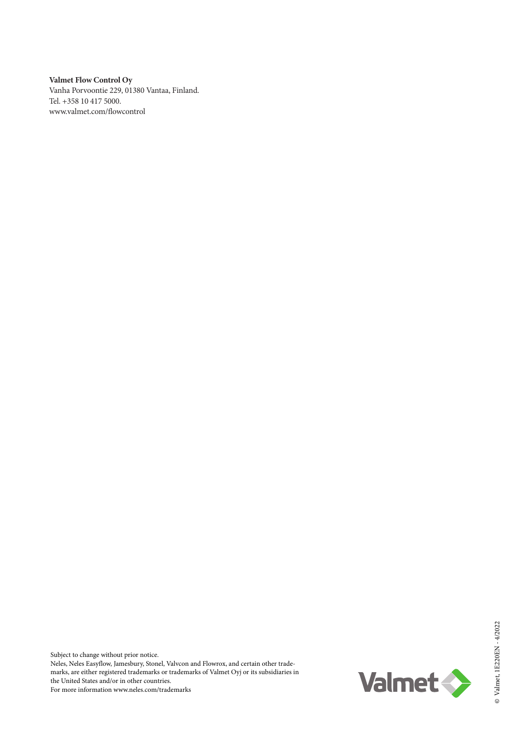**Valmet Flow Control Oy**
Vanha Porvoontie 229, 01380 Vantaa, Finland.
Tel. +358 10 417 5000.
www.valmet.com/flowcontrol

Subject to change without prior notice.
Neles, Neles Easyflow, Jamesbury, Stonel, Valvcon and Flowrox, and certain other trademarks, are either registered trademarks or trademarks of Valmet Oyj or its subsidiaries in the United States and/or in other countries.
For more information www.neles.com/trademarks

© Valmet, 1E220EN - 4/2022